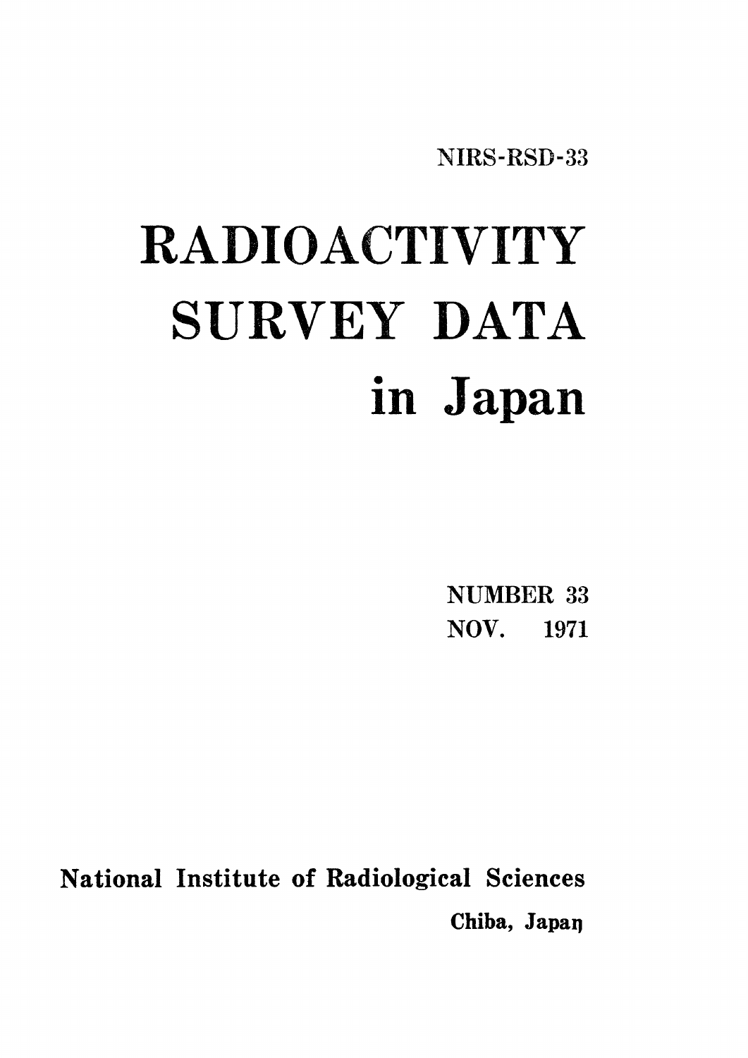NIRS-RSD-33

# RADIOACTIVITY SURVEY DATA in Japan

NUMBER 33
NOV. 1971

National Institute of Radiological Sciences
Chiba, Japan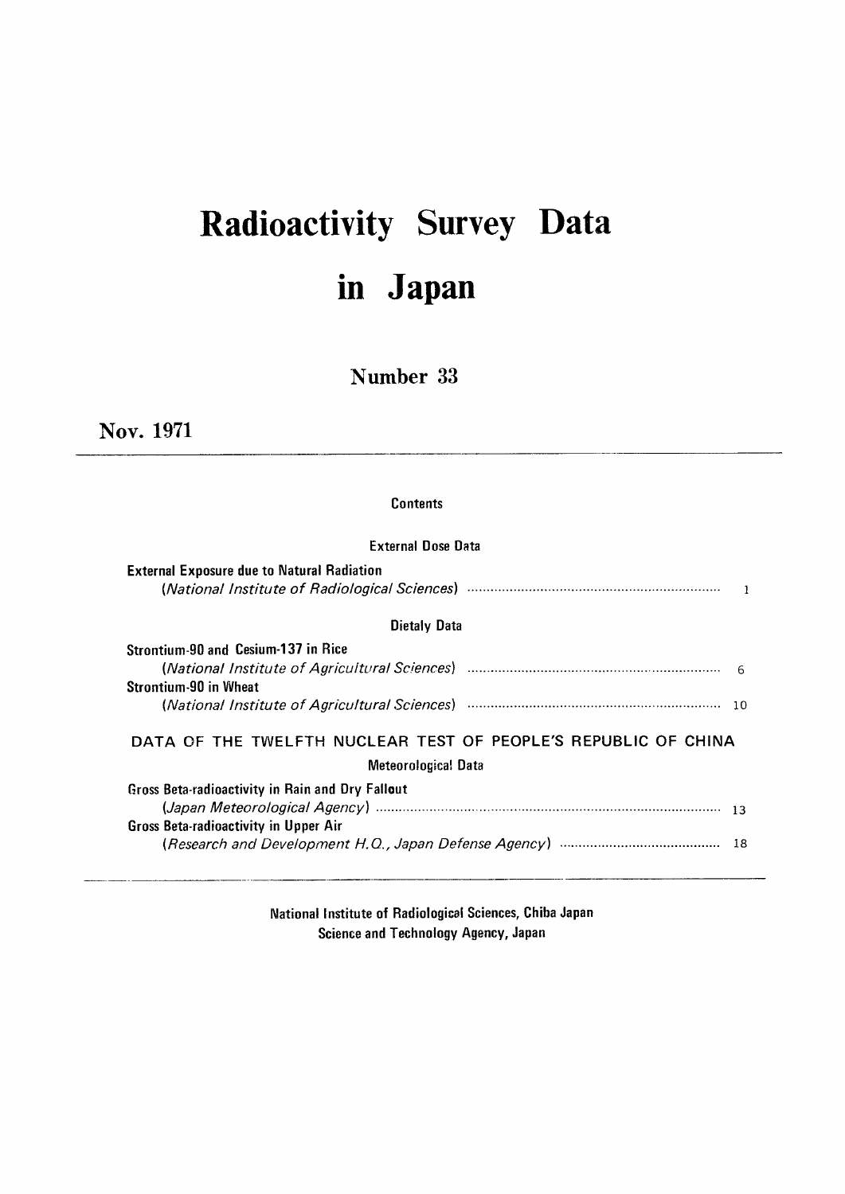# Radioactivity Survey Data in Japan

## Number 33

**Nov. 1971**

---

### Contents

**External Dose Data**

External Exposure due to Natural Radiation
(*National Institute of Radiological Sciences*) ........ 1

**Dietaly Data**

Strontium-90 and Cesium-137 in Rice
(*National Institute of Agricultural Sciences*) ........ 6

Strontium-90 in Wheat
(*National Institute of Agricultural Sciences*) ........ 10

**DATA OF THE TWELFTH NUCLEAR TEST OF PEOPLE'S REPUBLIC OF CHINA**

**Meteorological Data**

Gross Beta-radioactivity in Rain and Dry Fallout
(*Japan Meteorological Agency*) ........ 13

Gross Beta-radioactivity in Upper Air
(*Research and Development H.Q., Japan Defense Agency*) ........ 18

---

National Institute of Radiological Sciences, Chiba Japan
Science and Technology Agency, Japan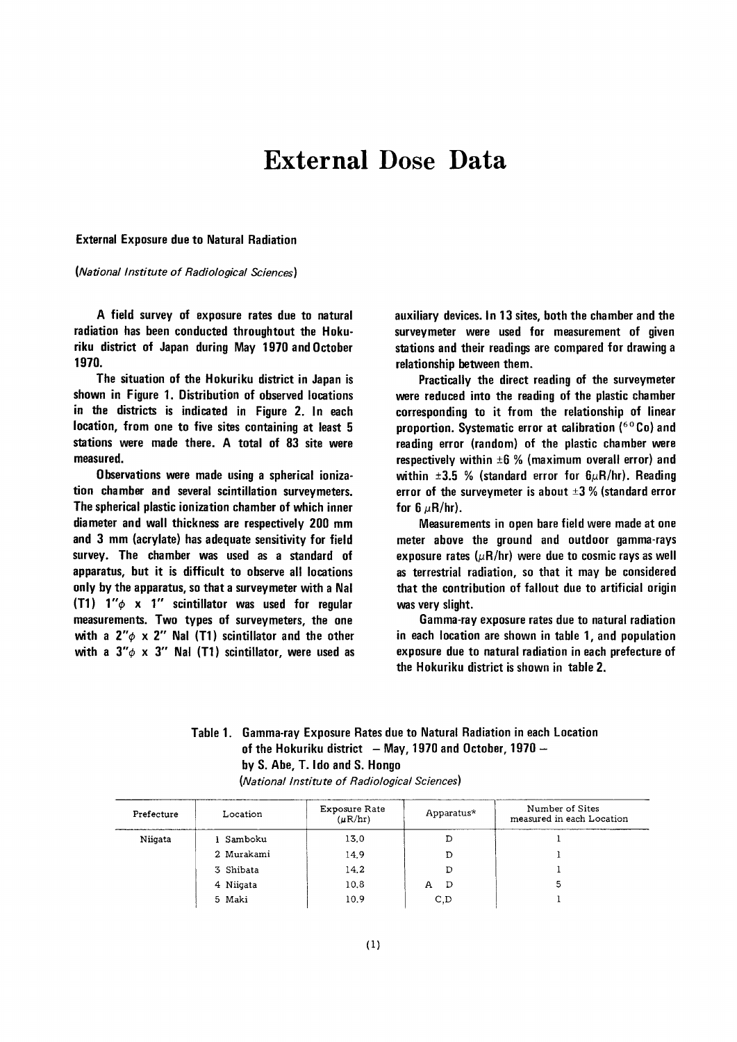# External Dose Data

### External Exposure due to Natural Radiation

*(National Institute of Radiological Sciences)*

A field survey of exposure rates due to natural radiation has been conducted throughtout the Hokuriku district of Japan during May 1970 and October 1970.

The situation of the Hokuriku district in Japan is shown in Figure 1. Distribution of observed locations in the districts is indicated in Figure 2. In each location, from one to five sites containing at least 5 stations were made there. A total of 83 site were measured.

Observations were made using a spherical ionization chamber and several scintillation surveymeters. The spherical plastic ionization chamber of which inner diameter and wall thickness are respectively 200 mm and 3 mm (acrylate) has adequate sensitivity for field survey. The chamber was used as a standard of apparatus, but it is difficult to observe all locations only by the apparatus, so that a surveymeter with a NaI (T1) 1"$\phi$ x 1" scintillator was used for regular measurements. Two types of surveymeters, the one with a 2"$\phi$ x 2" NaI (T1) scintillator and the other with a 3"$\phi$ x 3" NaI (T1) scintillator, were used as auxiliary devices. In 13 sites, both the chamber and the surveymeter were used for measurement of given stations and their readings are compared for drawing a relationship between them.

Practically the direct reading of the surveymeter were reduced into the reading of the plastic chamber corresponding to it from the relationship of linear proportion. Systematic error at calibration ($^{60}Co$) and reading error (random) of the plastic chamber were respectively within ±6 % (maximum overall error) and within ±3.5 % (standard error for 6$\mu$R/hr). Reading error of the surveymeter is about ±3 % (standard error for 6 $\mu$R/hr).

Measurements in open bare field were made at one meter above the ground and outdoor gamma-rays exposure rates ($\mu$R/hr) were due to cosmic rays as well as terrestrial radiation, so that it may be considered that the contribution of fallout due to artificial origin was very slight.

Gamma-ray exposure rates due to natural radiation in each location are shown in table 1, and population exposure due to natural radiation in each prefecture of the Hokuriku district is shown in table 2.

Table 1. Gamma-ray Exposure Rates due to Natural Radiation in each Location of the Hokuriku district — May, 1970 and October, 1970 — by S. Abe, T. Ido and S. Hongo

*(National Institute of Radiological Sciences)*

| Prefecture | Location | Exposure Rate ($\mu$R/hr) | Apparatus* | Number of Sites measured in each Location |
|---|---|---|---|---|
| Niigata | 1 Samboku | 13.0 | D | 1 |
| | 2 Murakami | 14.9 | D | 1 |
| | 3 Shibata | 14.2 | D | 1 |
| | 4 Niigata | 10.8 | A D | 5 |
| | 5 Maki | 10.9 | C,D | 1 |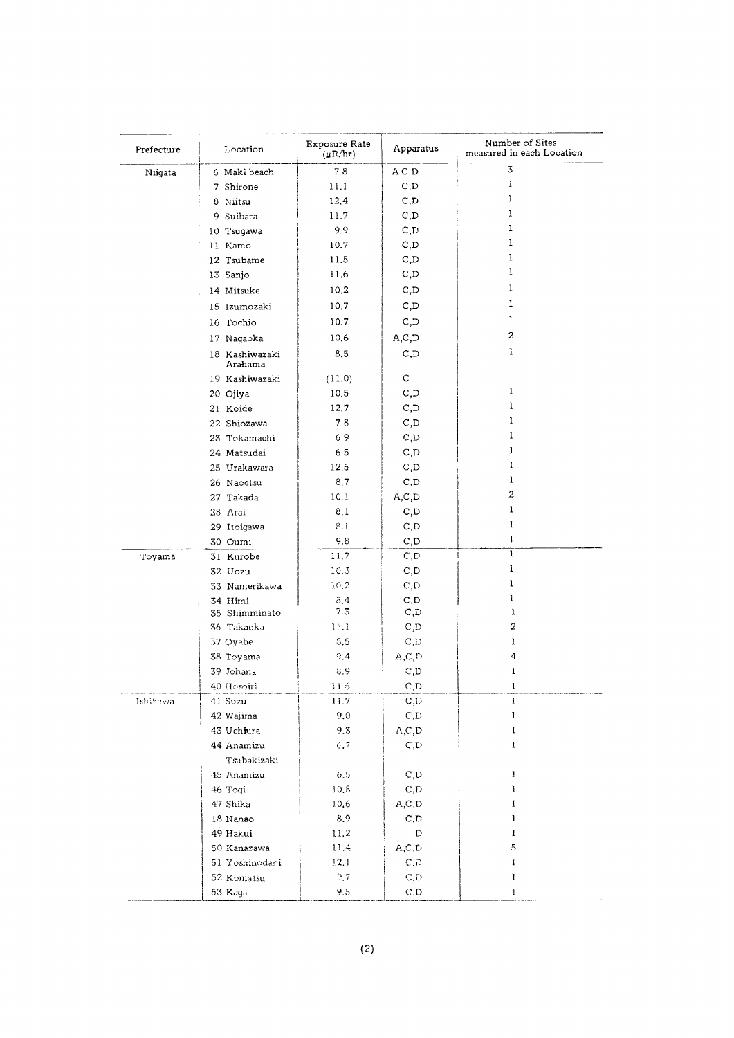| Prefecture | Location | Exposure Rate (μR/hr) | Apparatus | Number of Sites measured in each Location |
|---|---|---|---|---|
| Niigata | 6 Maki beach | 7.8 | A C,D | 3 |
| | 7 Shirone | 11.1 | C,D | 1 |
| | 8 Niitsu | 12.4 | C,D | 1 |
| | 9 Suibara | 11.7 | C,D | 1 |
| | 10 Tsugawa | 9.9 | C,D | 1 |
| | 11 Kamo | 10.7 | C,D | 1 |
| | 12 Tsubame | 11.5 | C,D | 1 |
| | 13 Sanjo | 11.6 | C,D | 1 |
| | 14 Mitsuke | 10.2 | C,D | 1 |
| | 15 Izumozaki | 10.7 | C,D | 1 |
| | 16 Tochio | 10.7 | C,D | 1 |
| | 17 Nagaoka | 10.6 | A,C,D | 2 |
| | 18 Kashiwazaki Arahama | 8.5 | C,D | 1 |
| | 19 Kashiwazaki | (11.0) | C | |
| | 20 Ojiya | 10.5 | C,D | 1 |
| | 21 Koide | 12.7 | C,D | 1 |
| | 22 Shiozawa | 7.8 | C,D | 1 |
| | 23 Tokamachi | 6.9 | C,D | 1 |
| | 24 Matsudai | 6.5 | C,D | 1 |
| | 25 Urakawara | 12.5 | C,D | 1 |
| | 26 Naoetsu | 8.7 | C,D | 1 |
| | 27 Takada | 10.1 | A,C,D | 2 |
| | 28 Arai | 8.1 | C,D | 1 |
| | 29 Itoigawa | 8.1 | C,D | 1 |
| | 30 Oumi | 9.8 | C,D | 1 |
| Toyama | 31 Kurobe | 11.7 | C,D | 1 |
| | 32 Uozu | 10.3 | C,D | 1 |
| | 33 Namerikawa | 10.2 | C,D | 1 |
| | 34 Himi | 8.4 | C,D | 1 |
| | 35 Shimminato | 7.3 | C,D | 1 |
| | 36 Takaoka | 11.1 | C,D | 2 |
| | 37 Oyabe | 8.5 | C,D | 1 |
| | 38 Toyama | 9.4 | A,C,D | 4 |
| | 39 Johana | 8.9 | C,D | 1 |
| | 40 Hosoiri | 11.6 | C,D | 1 |
| Ishikawa | 41 Suzu | 11.7 | C,D | 1 |
| | 42 Wajima | 9.0 | C,D | 1 |
| | 43 Uchiura | 9.3 | A,C,D | 1 |
| | 44 Anamizu Tsubakizaki | 6.7 | C,D | 1 |
| | 45 Anamizu | 6.5 | C,D | 1 |
| | 46 Togi | 10.8 | C,D | 1 |
| | 47 Shika | 10.6 | A,C,D | 1 |
| | 48 Nanao | 8.9 | C,D | 1 |
| | 49 Hakui | 11.2 | D | 1 |
| | 50 Kanazawa | 11.4 | A,C,D | 5 |
| | 51 Yoshinodani | 12.1 | C,D | 1 |
| | 52 Komatsu | 9.7 | C,D | 1 |
| | 53 Kaga | 9.5 | C,D | 1 |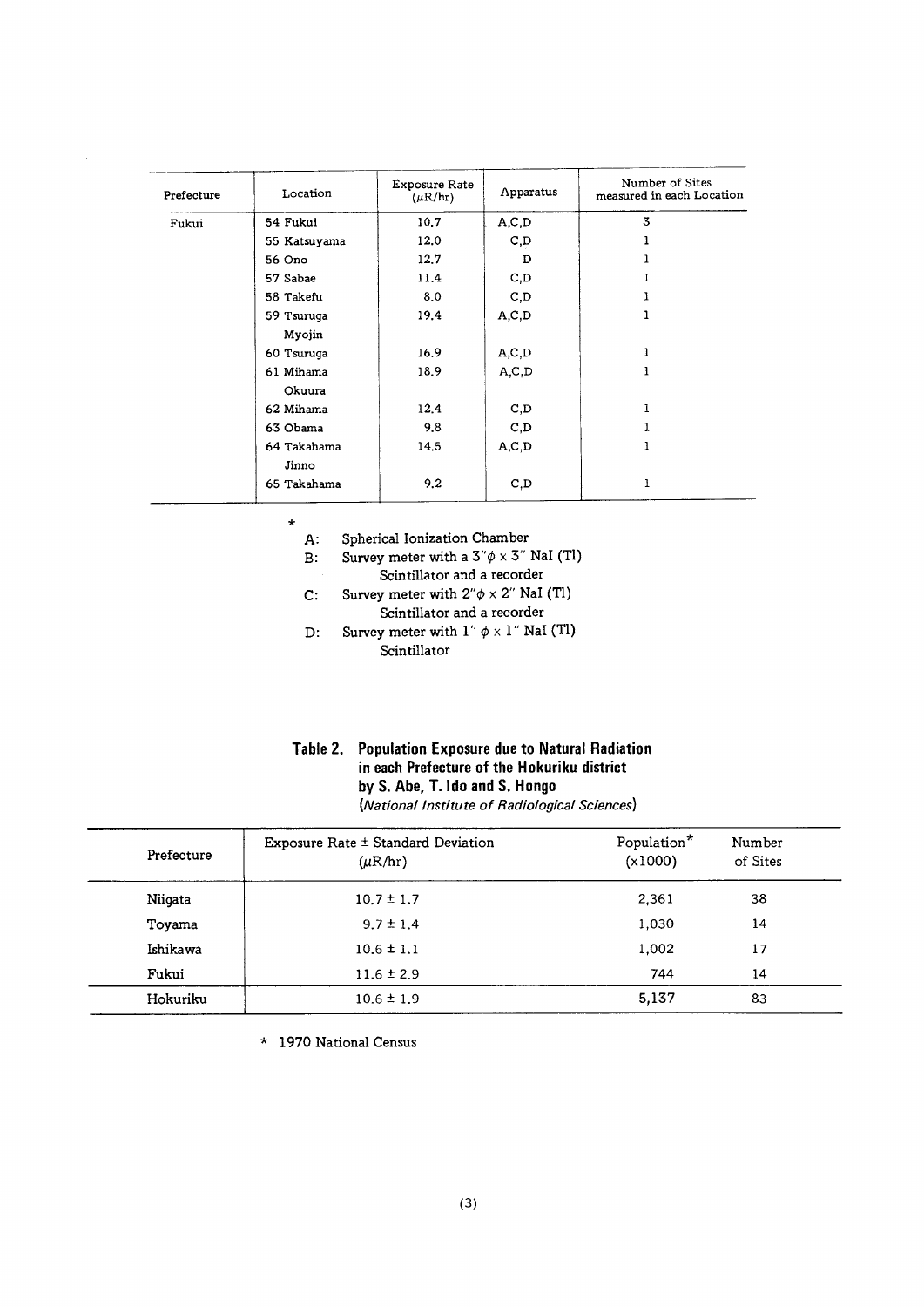| Prefecture | Location | Exposure Rate ($\mu$R/hr) | Apparatus | Number of Sites measured in each Location |
|---|---|---|---|---|
| Fukui | 54 Fukui | 10.7 | A,C,D | 3 |
| | 55 Katsuyama | 12.0 | C,D | 1 |
| | 56 Ono | 12.7 | D | 1 |
| | 57 Sabae | 11.4 | C,D | 1 |
| | 58 Takefu | 8.0 | C,D | 1 |
| | 59 Tsuruga Myojin | 19.4 | A,C,D | 1 |
| | 60 Tsuruga | 16.9 | A,C,D | 1 |
| | 61 Mihama Okuura | 18.9 | A,C,D | 1 |
| | 62 Mihama | 12.4 | C,D | 1 |
| | 63 Obama | 9.8 | C,D | 1 |
| | 64 Takahama Jinno | 14.5 | A,C,D | 1 |
| | 65 Takahama | 9.2 | C,D | 1 |

\*

A: Spherical Ionization Chamber

B: Survey meter with a $3''\phi \times 3''$ NaI (Tl) Scintillator and a recorder

C: Survey meter with $2''\phi \times 2''$ NaI (Tl) Scintillator and a recorder

D: Survey meter with $1''\ \phi \times 1''$ NaI (Tl) Scintillator

## Table 2. Population Exposure due to Natural Radiation in each Prefecture of the Hokuriku district by S. Abe, T. Ido and S. Hongo

*(National Institute of Radiological Sciences)*

| Prefecture | Exposure Rate ± Standard Deviation ($\mu$R/hr) | Population* (x1000) | Number of Sites |
|---|---|---|---|
| Niigata | 10.7 ± 1.7 | 2,361 | 38 |
| Toyama | 9.7 ± 1.4 | 1,030 | 14 |
| Ishikawa | 10.6 ± 1.1 | 1,002 | 17 |
| Fukui | 11.6 ± 2.9 | 744 | 14 |
| Hokuriku | 10.6 ± 1.9 | 5,137 | 83 |

\* 1970 National Census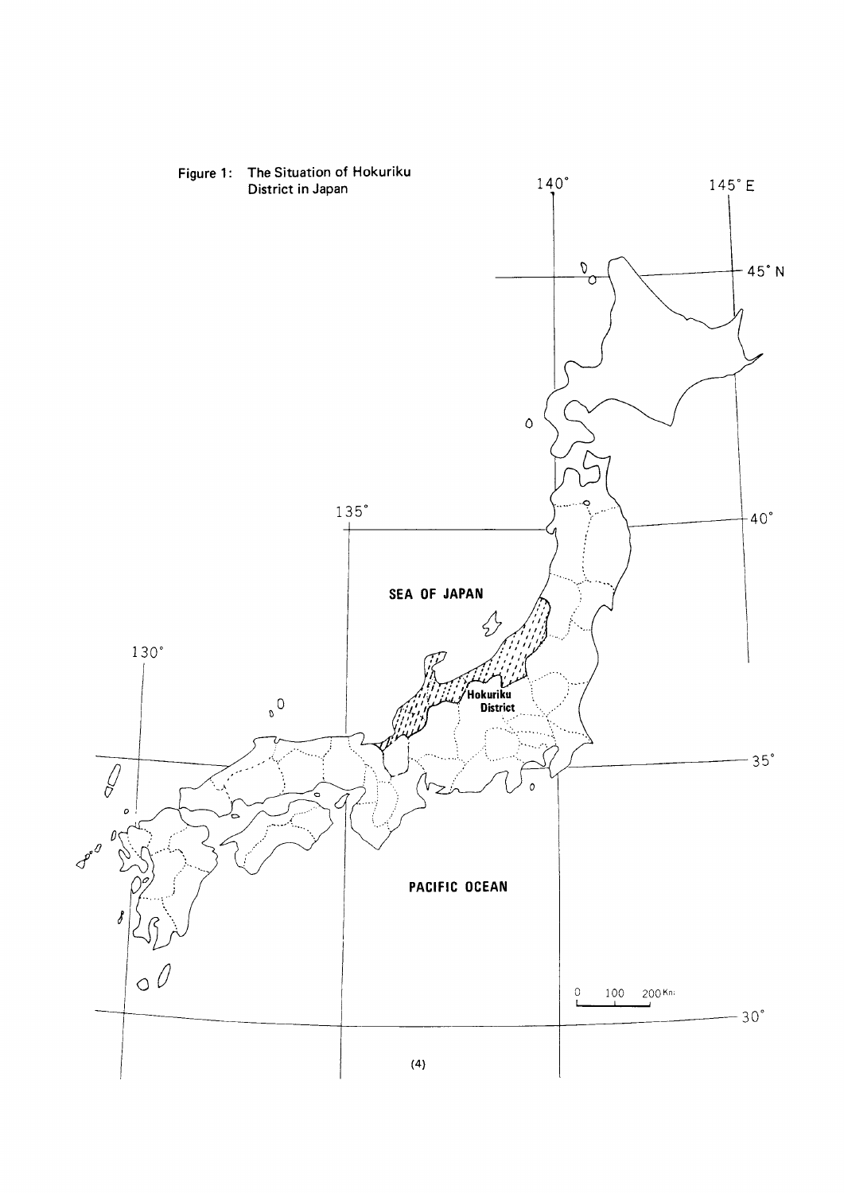Figure 1: The Situation of Hokuriku District in Japan

140°

145° E

45° N

135°

40°

SEA OF JAPAN

130°

Hokuriku District

35°

PACIFIC OCEAN

0 100 200 Km

30°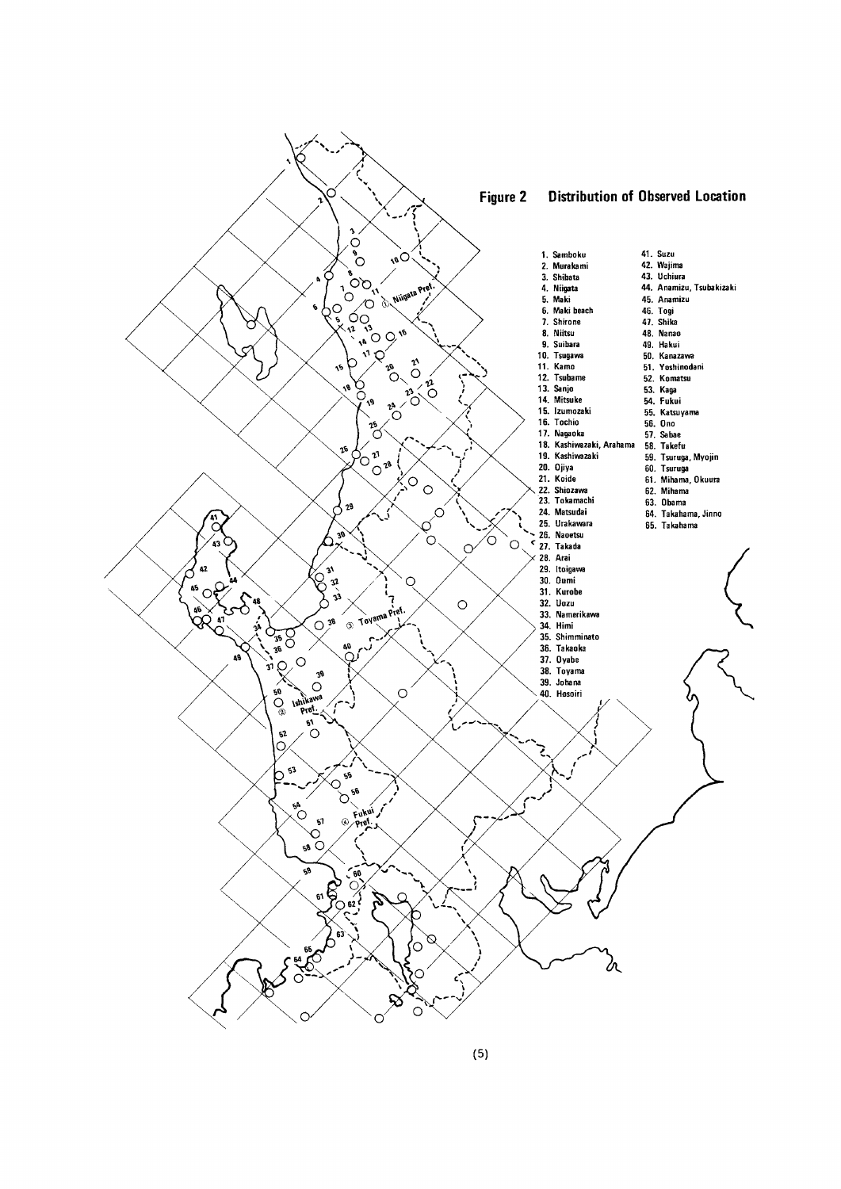## Figure 2 Distribution of Observed Location

1. Samboku
2. Murakami
3. Shibata
4. Niigata
5. Maki
6. Maki beach
7. Shirone
8. Niitsu
9. Suibara
10. Tsugawa
11. Kamo
12. Tsubame
13. Sanjo
14. Mitsuke
15. Izumozaki
16. Tochio
17. Nagaoka
18. Kashiwazaki, Arahama
19. Kashiwazaki
20. Ojiya
21. Koide
22. Shiozawa
23. Tokamachi
24. Matsudai
25. Urakawara
26. Naoetsu
27. Takada
28. Arai
29. Itoigawa
30. Oumi
31. Kurobe
32. Uozu
33. Namerikawa
34. Himi
35. Shimminato
36. Takaoka
37. Oyabe
38. Toyama
39. Johana
40. Hosoiri
41. Suzu
42. Wajima
43. Uchiura
44. Anamizu, Tsubakizaki
45. Anamizu
46. Togi
47. Shika
48. Nanao
49. Hakui
50. Kanazawa
51. Yoshinodani
52. Komatsu
53. Kaga
54. Fukui
55. Katsuyama
56. Ono
57. Sabae
58. Takefu
59. Tsuruga, Myojin
60. Tsuruga
61. Mihama, Okuura
62. Mihama
63. Obama
64. Takahama, Jinno
65. Takahama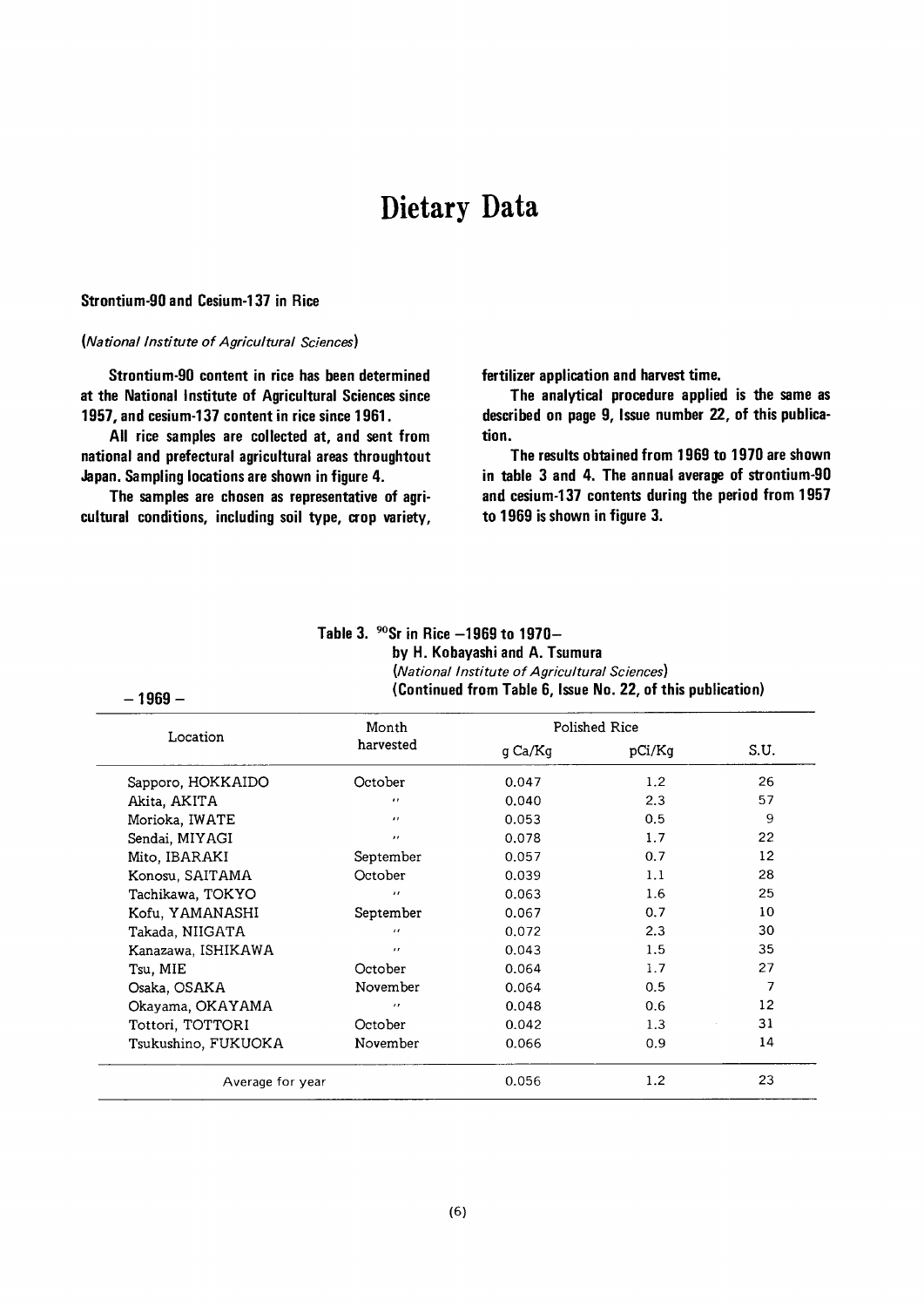# Dietary Data

### Strontium-90 and Cesium-137 in Rice

*(National Institute of Agricultural Sciences)*

**Strontium-90 content in rice has been determined at the National Institute of Agricultural Sciences since 1957, and cesium-137 content in rice since 1961.**

**All rice samples are collected at, and sent from national and prefectural agricultural areas throughtout Japan. Sampling locations are shown in figure 4.**

**The samples are chosen as representative of agricultural conditions, including soil type, crop variety, fertilizer application and harvest time.**

**The analytical procedure applied is the same as described on page 9, Issue number 22, of this publication.**

**The results obtained from 1969 to 1970 are shown in table 3 and 4. The annual average of strontium-90 and cesium-137 contents during the period from 1957 to 1969 is shown in figure 3.**

**Table 3. $^{90}Sr$ in Rice –1969 to 1970–**
**by H. Kobayashi and A. Tsumura**
*(National Institute of Agricultural Sciences)*
**(Continued from Table 6, Issue No. 22, of this publication)**

**– 1969 –**

| Location | Month harvested | Polished Rice | | |
|---|---|---|---|---|
| | | g Ca/Kg | pCi/Kg | S.U. |
| Sapporo, HOKKAIDO | October | 0.047 | 1.2 | 26 |
| Akita, AKITA | " | 0.040 | 2.3 | 57 |
| Morioka, IWATE | " | 0.053 | 0.5 | 9 |
| Sendai, MIYAGI | " | 0.078 | 1.7 | 22 |
| Mito, IBARAKI | September | 0.057 | 0.7 | 12 |
| Konosu, SAITAMA | October | 0.039 | 1.1 | 28 |
| Tachikawa, TOKYO | " | 0.063 | 1.6 | 25 |
| Kofu, YAMANASHI | September | 0.067 | 0.7 | 10 |
| Takada, NIIGATA | " | 0.072 | 2.3 | 30 |
| Kanazawa, ISHIKAWA | " | 0.043 | 1.5 | 35 |
| Tsu, MIE | October | 0.064 | 1.7 | 27 |
| Osaka, OSAKA | November | 0.064 | 0.5 | 7 |
| Okayama, OKAYAMA | " | 0.048 | 0.6 | 12 |
| Tottori, TOTTORI | October | 0.042 | 1.3 | 31 |
| Tsukushino, FUKUOKA | November | 0.066 | 0.9 | 14 |
| Average for year | | 0.056 | 1.2 | 23 |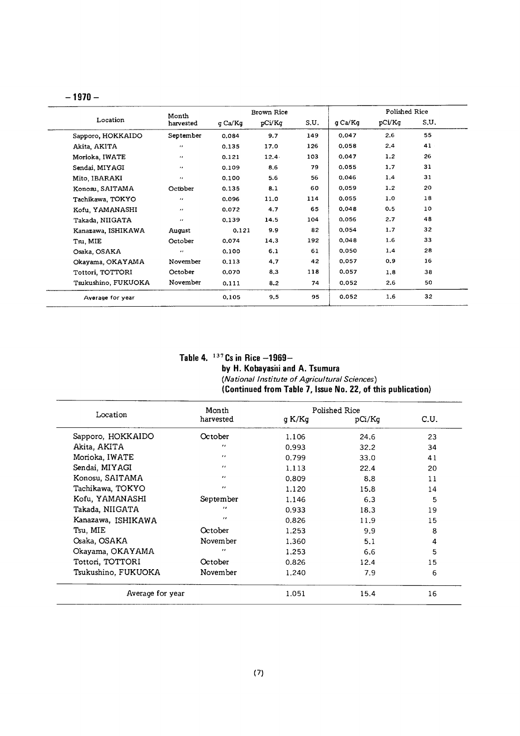## – 1970 –

| Location | Month harvested | Brown Rice | | | Polished Rice | | |
|---|---|---|---|---|---|---|---|
| | | g Ca/Kg | pCi/Kg | S.U. | g Ca/Kg | pCi/Kg | S.U. |
| Sapporo, HOKKAIDO | September | 0.084 | 9.7 | 149 | 0.047 | 2.6 | 55 |
| Akita, AKITA | " | 0.135 | 17.0 | 126 | 0.058 | 2.4 | 41 |
| Morioka, IWATE | " | 0.121 | 12.4 | 103 | 0.047 | 1.2 | 26 |
| Sendai, MIYAGI | " | 0.109 | 8.6 | 79 | 0.055 | 1.7 | 31 |
| Mito, IBARAKI | " | 0.100 | 5.6 | 56 | 0.046 | 1.4 | 31 |
| Konosu, SAITAMA | October | 0.135 | 8.1 | 60 | 0.059 | 1.2 | 20 |
| Tachikawa, TOKYO | " | 0.096 | 11.0 | 114 | 0.055 | 1.0 | 18 |
| Kofu, YAMANASHI | " | 0.072 | 4.7 | 65 | 0.048 | 0.5 | 10 |
| Takada, NIIGATA | " | 0.139 | 14.5 | 104 | 0.056 | 2.7 | 48 |
| Kanazawa, ISHIKAWA | August | 0.121 | 9.9 | 82 | 0.054 | 1.7 | 32 |
| Tsu, MIE | October | 0.074 | 14.3 | 192 | 0.048 | 1.6 | 33 |
| Osaka, OSAKA | " | 0.100 | 6.1 | 61 | 0.050 | 1.4 | 28 |
| Okayama, OKAYAMA | November | 0.113 | 4.7 | 42 | 0.057 | 0.9 | 16 |
| Tottori, TOTTORI | October | 0.070 | 8.3 | 118 | 0.057 | 1.8 | 38 |
| Tsukushino, FUKUOKA | November | 0.111 | 8.2 | 74 | 0.052 | 2.6 | 50 |
| Average for year | | 0.105 | 9.5 | 95 | 0.052 | 1.6 | 32 |

### Table 4. $^{137}Cs$ in Rice –1969–
**by H. Kobayashi and A. Tsumura**
*(National Institute of Agricultural Sciences)*
**(Continued from Table 7, Issue No. 22, of this publication)**

| Location | Month harvested | Polished Rice | | |
|---|---|---|---|---|
| | | g K/Kg | pCi/Kg | C.U. |
| Sapporo, HOKKAIDO | October | 1.106 | 24.6 | 23 |
| Akita, AKITA | " | 0.993 | 32.2 | 34 |
| Morioka, IWATE | " | 0.799 | 33.0 | 41 |
| Sendai, MIYAGI | " | 1.113 | 22.4 | 20 |
| Konosu, SAITAMA | " | 0.809 | 8.8 | 11 |
| Tachikawa, TOKYO | " | 1.120 | 15.8 | 14 |
| Kofu, YAMANASHI | September | 1.146 | 6.3 | 5 |
| Takada, NIIGATA | " | 0.933 | 18.3 | 19 |
| Kanazawa, ISHIKAWA | " | 0.826 | 11.9 | 15 |
| Tsu, MIE | October | 1.253 | 9.9 | 8 |
| Osaka, OSAKA | November | 1.360 | 5.1 | 4 |
| Okayama, OKAYAMA | " | 1.253 | 6.6 | 5 |
| Tottori, TOTTORI | October | 0.826 | 12.4 | 15 |
| Tsukushino, FUKUOKA | November | 1.240 | 7.9 | 6 |
| Average for year | | 1.051 | 15.4 | 16 |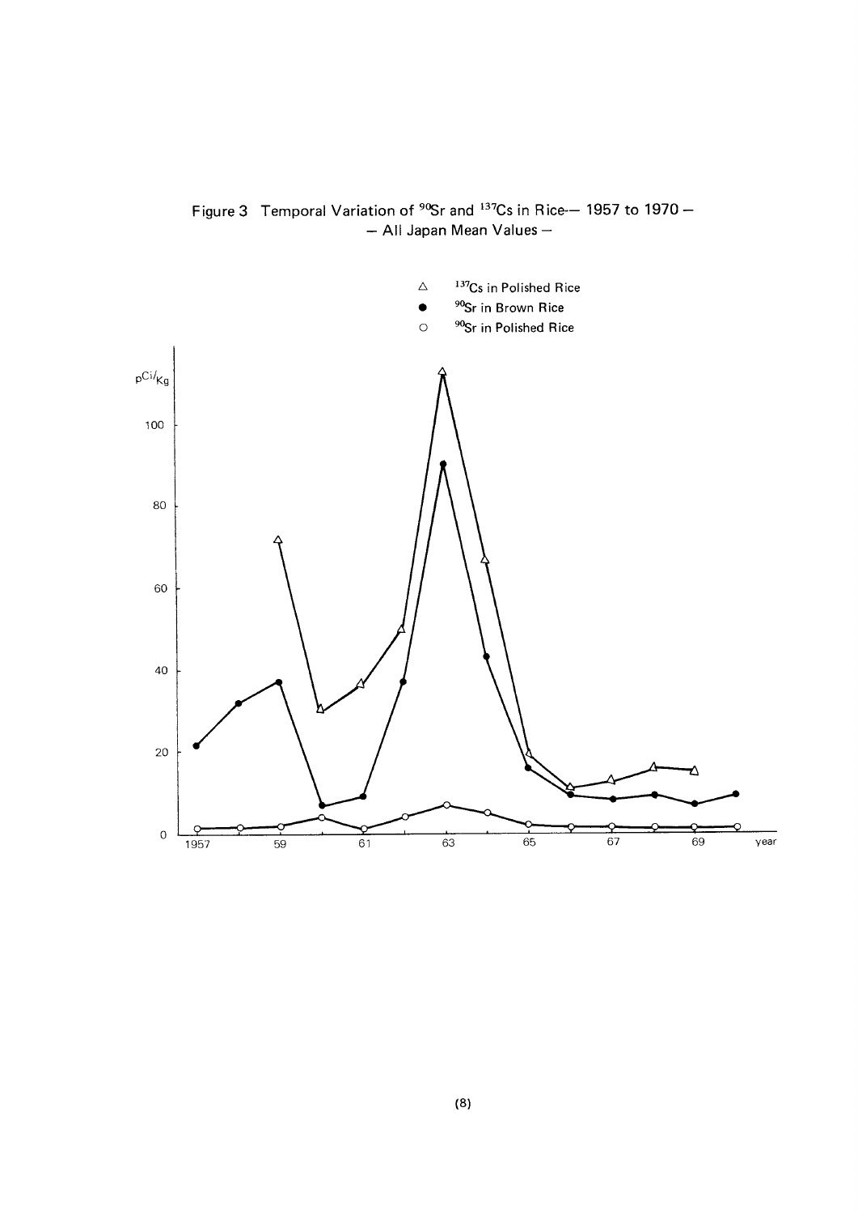Figure 3 Temporal Variation of $^{90}Sr$ and $^{137}Cs$ in Rice— 1957 to 1970 —
— All Japan Mean Values —

△ $^{137}Cs$ in Polished Rice
● $^{90}Sr$ in Brown Rice
○ $^{90}Sr$ in Polished Rice

pCi/Kg

100

80

60

40

20

0

1957 59 61 63 65 67 69 year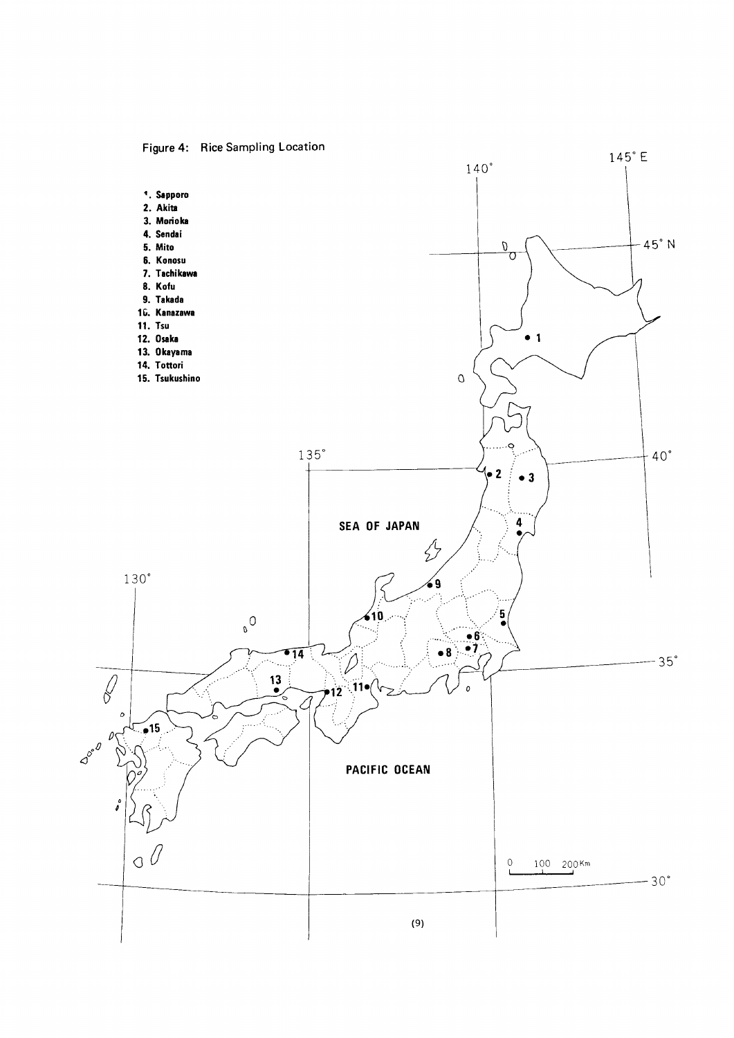Figure 4: Rice Sampling Location

1. Sapporo
2. Akita
3. Morioka
4. Sendai
5. Mito
6. Konosu
7. Tachikawa
8. Kofu
9. Takada
10. Kanazawa
11. Tsu
12. Osaka
13. Okayama
14. Tottori
15. Tsukushino

SEA OF JAPAN

PACIFIC OCEAN

0 100 200Km

140° 145°E 45°N 135° 40° 130° 35° 30°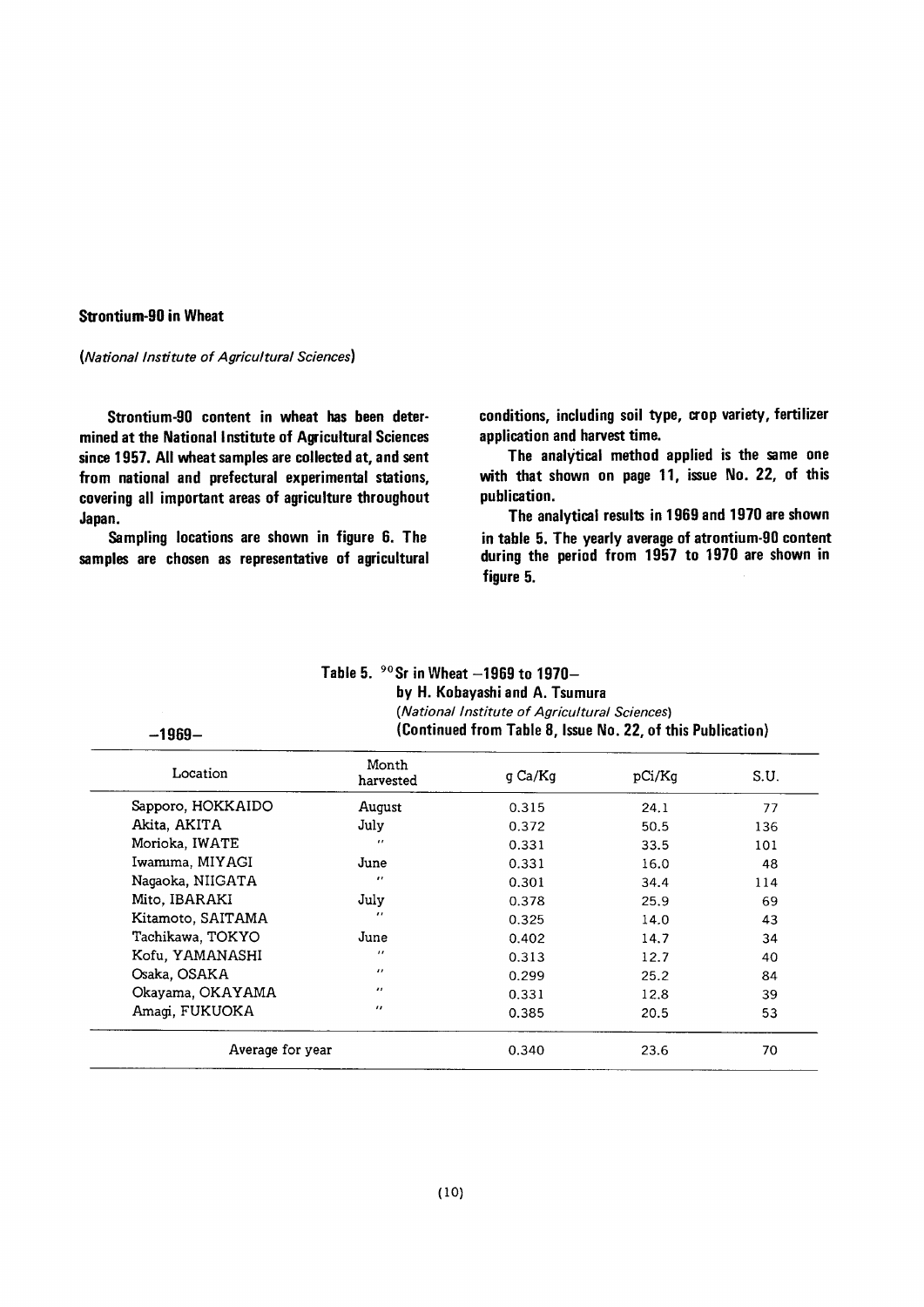## Strontium-90 in Wheat

*(National Institute of Agricultural Sciences)*

Strontium-90 content in wheat has been determined at the National Institute of Agricultural Sciences since 1957. All wheat samples are collected at, and sent from national and prefectural experimental stations, covering all important areas of agriculture throughout Japan.

Sampling locations are shown in figure 6. The samples are chosen as representative of agricultural conditions, including soil type, crop variety, fertilizer application and harvest time.

The analytical method applied is the same one with that shown on page 11, issue No. 22, of this publication.

The analytical results in 1969 and 1970 are shown in table 5. The yearly average of atrontium-90 content during the period from 1957 to 1970 are shown in figure 5.

**Table 5. $^{90}$Sr in Wheat –1969 to 1970–**
**by H. Kobayashi and A. Tsumura**
*(National Institute of Agricultural Sciences)*
**(Continued from Table 8, Issue No. 22, of this Publication)**

**–1969–**

| Location | Month harvested | g Ca/Kg | pCi/Kg | S.U. |
|---|---|---|---|---|
| Sapporo, HOKKAIDO | August | 0.315 | 24.1 | 77 |
| Akita, AKITA | July | 0.372 | 50.5 | 136 |
| Morioka, IWATE | " | 0.331 | 33.5 | 101 |
| Iwanuma, MIYAGI | June | 0.331 | 16.0 | 48 |
| Nagaoka, NIIGATA | " | 0.301 | 34.4 | 114 |
| Mito, IBARAKI | July | 0.378 | 25.9 | 69 |
| Kitamoto, SAITAMA | " | 0.325 | 14.0 | 43 |
| Tachikawa, TOKYO | June | 0.402 | 14.7 | 34 |
| Kofu, YAMANASHI | " | 0.313 | 12.7 | 40 |
| Osaka, OSAKA | " | 0.299 | 25.2 | 84 |
| Okayama, OKAYAMA | " | 0.331 | 12.8 | 39 |
| Amagi, FUKUOKA | " | 0.385 | 20.5 | 53 |
| Average for year | | 0.340 | 23.6 | 70 |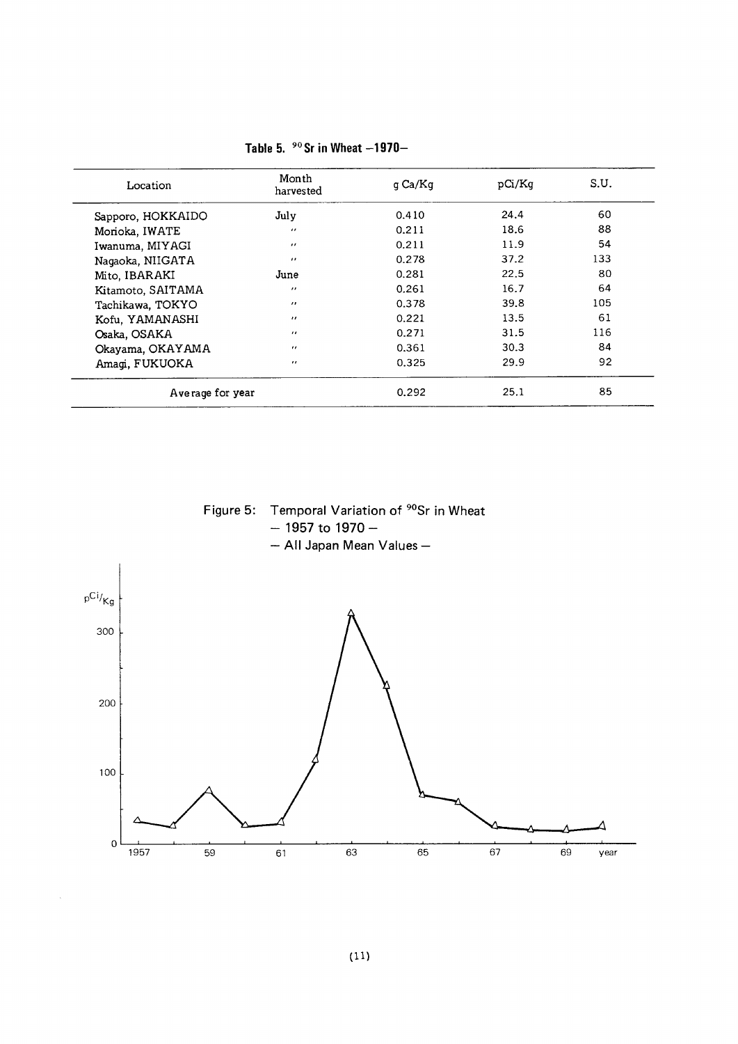**Table 5. $^{90}Sr$ in Wheat –1970–**

| Location | Month harvested | g Ca/Kg | pCi/Kg | S.U. |
|---|---|---|---|---|
| Sapporo, HOKKAIDO | July | 0.410 | 24.4 | 60 |
| Morioka, IWATE | 〃 | 0.211 | 18.6 | 88 |
| Iwanuma, MIYAGI | 〃 | 0.211 | 11.9 | 54 |
| Nagaoka, NIIGATA | 〃 | 0.278 | 37.2 | 133 |
| Mito, IBARAKI | June | 0.281 | 22.5 | 80 |
| Kitamoto, SAITAMA | 〃 | 0.261 | 16.7 | 64 |
| Tachikawa, TOKYO | 〃 | 0.378 | 39.8 | 105 |
| Kofu, YAMANASHI | 〃 | 0.221 | 13.5 | 61 |
| Osaka, OSAKA | 〃 | 0.271 | 31.5 | 116 |
| Okayama, OKAYAMA | 〃 | 0.361 | 30.3 | 84 |
| Amagi, FUKUOKA | 〃 | 0.325 | 29.9 | 92 |
| Average for year | | 0.292 | 25.1 | 85 |

Figure 5: Temporal Variation of $^{90}Sr$ in Wheat
– 1957 to 1970 –
– All Japan Mean Values –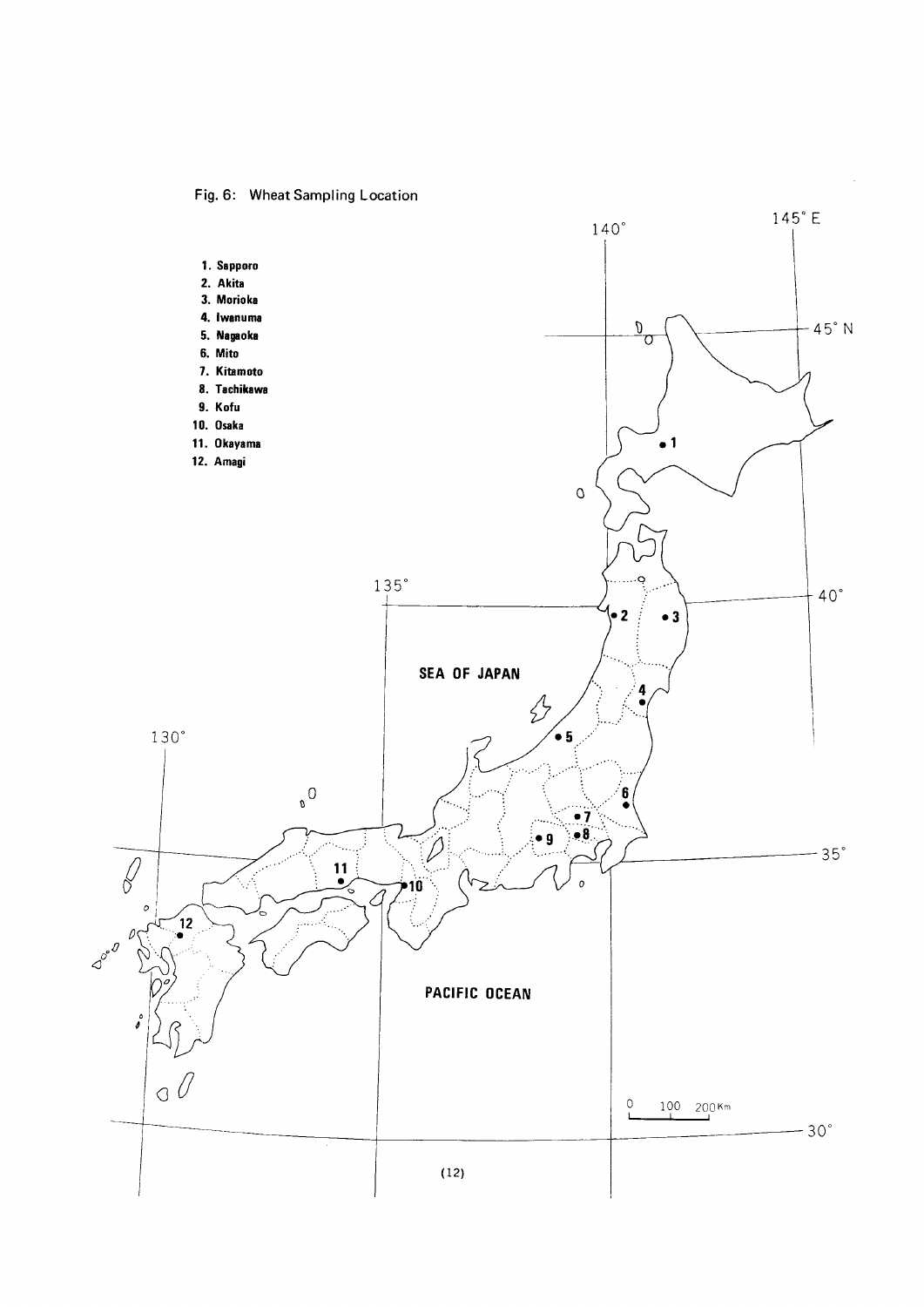Fig. 6: Wheat Sampling Location

1. Sapporo
2. Akita
3. Morioka
4. Iwanuma
5. Nagaoka
6. Mito
7. Kitamoto
8. Tachikawa
9. Kofu
10. Osaka
11. Okayama
12. Amagi

SEA OF JAPAN

PACIFIC OCEAN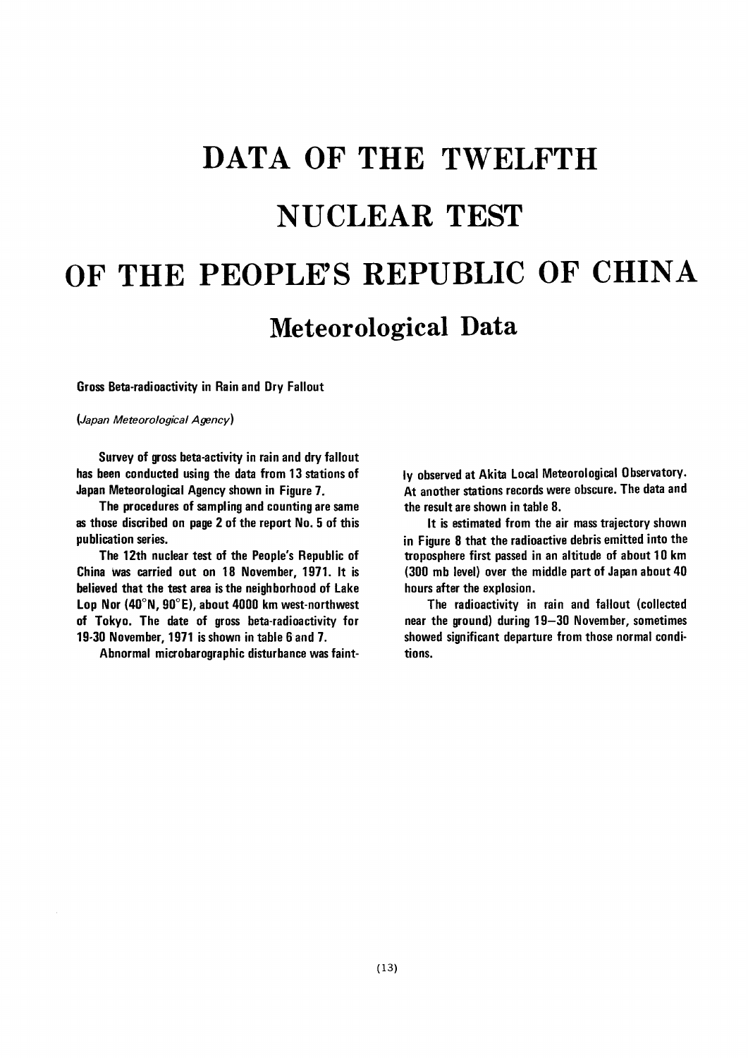# DATA OF THE TWELFTH NUCLEAR TEST OF THE PEOPLE'S REPUBLIC OF CHINA

## Meteorological Data

### Gross Beta-radioactivity in Rain and Dry Fallout

*(Japan Meteorological Agency)*

Survey of gross beta-activity in rain and dry fallout has been conducted using the data from 13 stations of Japan Meteorological Agency shown in Figure 7.

The procedures of sampling and counting are same as those discribed on page 2 of the report No. 5 of this publication series.

The 12th nuclear test of the People's Republic of China was carried out on 18 November, 1971. It is believed that the test area is the neighborhood of Lake Lop Nor (40°N, 90°E), about 4000 km west-northwest of Tokyo. The date of gross beta-radioactivity for 19-30 November, 1971 is shown in table 6 and 7.

Abnormal microbarographic disturbance was faintly observed at Akita Local Meteorological Observatory. At another stations records were obscure. The data and the result are shown in table 8.

It is estimated from the air mass trajectory shown in Figure 8 that the radioactive debris emitted into the troposphere first passed in an altitude of about 10 km (300 mb level) over the middle part of Japan about 40 hours after the explosion.

The radioactivity in rain and fallout (collected near the ground) during 19–30 November, sometimes showed significant departure from those normal conditions.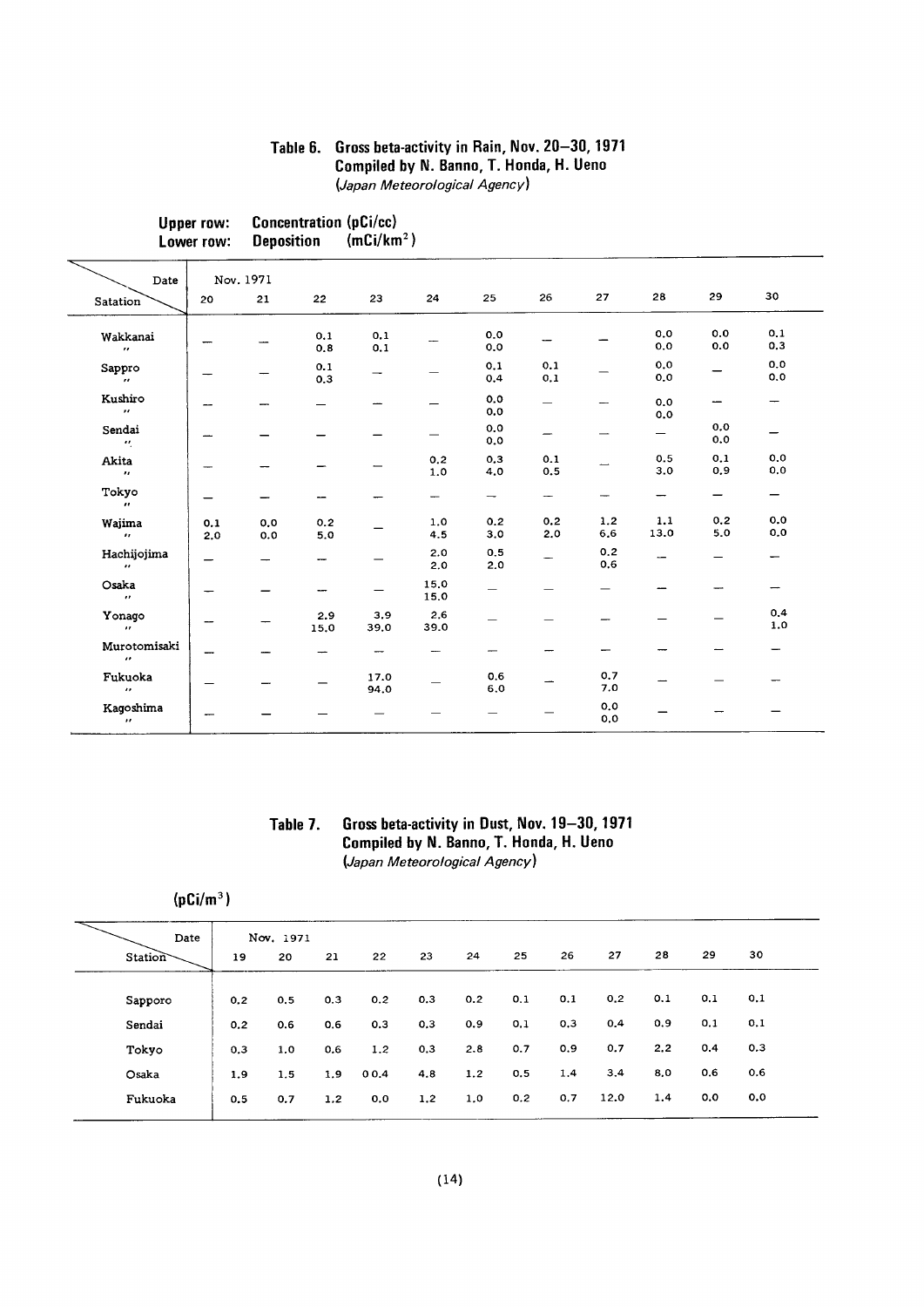## Table 6. Gross beta-activity in Rain, Nov. 20–30, 1971
**Compiled by N. Banno, T. Honda, H. Ueno**
*(Japan Meteorological Agency)*

**Upper row: Concentration (pCi/cc)**
**Lower row: Deposition (mCi/km$^2$)**

| Satation \ Date | Nov. 1971 20 | 21 | 22 | 23 | 24 | 25 | 26 | 27 | 28 | 29 | 30 |
|---|---|---|---|---|---|---|---|---|---|---|---|
| Wakkanai | — | — | 0.1 | 0.1 | — | 0.0 | — | — | 0.0 | 0.0 | 0.1 |
| 〃 | | | 0.8 | 0.1 | | 0.0 | | | 0.0 | 0.0 | 0.3 |
| Sappro | — | — | 0.1 | — | — | 0.1 | 0.1 | — | 0.0 | — | 0.0 |
| 〃 | | | 0.3 | | | 0.4 | 0.1 | | 0.0 | | 0.0 |
| Kushiro | — | — | — | — | — | 0.0 | — | — | 0.0 | — | — |
| 〃 | | | | | | 0.0 | | | 0.0 | | |
| Sendai | — | — | — | — | — | 0.0 | — | — | — | 0.0 | — |
| 〃 | | | | | | 0.0 | | | | 0.0 | |
| Akita | — | — | — | — | 0.2 | 0.3 | 0.1 | — | 0.5 | 0.1 | 0.0 |
| 〃 | | | | | 1.0 | 4.0 | 0.5 | | 3.0 | 0.9 | 0.0 |
| Tokyo | — | — | — | — | — | — | — | — | — | — | — |
| 〃 | | | | | | | | | | | |
| Wajima | 0.1 | 0.0 | 0.2 | — | 1.0 | 0.2 | 0.2 | 1.2 | 1.1 | 0.2 | 0.0 |
| 〃 | 2.0 | 0.0 | 5.0 | | 4.5 | 3.0 | 2.0 | 6.6 | 13.0 | 5.0 | 0.0 |
| Hachijojima | — | — | — | — | 2.0 | 0.5 | — | 0.2 | — | — | — |
| 〃 | | | | | 2.0 | 2.0 | | 0.6 | | | |
| Osaka | — | — | — | — | 15.0 | — | — | — | — | — | — |
| 〃 | | | | | 15.0 | | | | | | |
| Yonago | — | — | 2.9 | 3.9 | 2.6 | — | — | — | — | — | 0.4 |
| 〃 | | | 15.0 | 39.0 | 39.0 | | | | | | 1.0 |
| Murotomisaki | — | — | — | — | — | — | — | — | — | — | — |
| 〃 | | | | | | | | | | | |
| Fukuoka | — | — | — | 17.0 | — | 0.6 | — | 0.7 | — | — | — |
| 〃 | | | | 94.0 | | 6.0 | | 7.0 | | | |
| Kagoshima | — | — | — | — | — | — | — | 0.0 | — | — | — |
| 〃 | | | | | | | | 0.0 | | | |

## Table 7. Gross beta-activity in Dust, Nov. 19–30, 1971
**Compiled by N. Banno, T. Honda, H. Ueno**
*(Japan Meteorological Agency)*

**(pCi/m$^3$)**

| Station \ Date | Nov. 1971 19 | 20 | 21 | 22 | 23 | 24 | 25 | 26 | 27 | 28 | 29 | 30 |
|---|---|---|---|---|---|---|---|---|---|---|---|---|
| Sapporo | 0.2 | 0.5 | 0.3 | 0.2 | 0.3 | 0.2 | 0.1 | 0.1 | 0.2 | 0.1 | 0.1 | 0.1 |
| Sendai | 0.2 | 0.6 | 0.6 | 0.3 | 0.3 | 0.9 | 0.1 | 0.3 | 0.4 | 0.9 | 0.1 | 0.1 |
| Tokyo | 0.3 | 1.0 | 0.6 | 1.2 | 0.3 | 2.8 | 0.7 | 0.9 | 0.7 | 2.2 | 0.4 | 0.3 |
| Osaka | 1.9 | 1.5 | 1.9 | 00.4 | 4.8 | 1.2 | 0.5 | 1.4 | 3.4 | 8.0 | 0.6 | 0.6 |
| Fukuoka | 0.5 | 0.7 | 1.2 | 0.0 | 1.2 | 1.0 | 0.2 | 0.7 | 12.0 | 1.4 | 0.0 | 0.0 |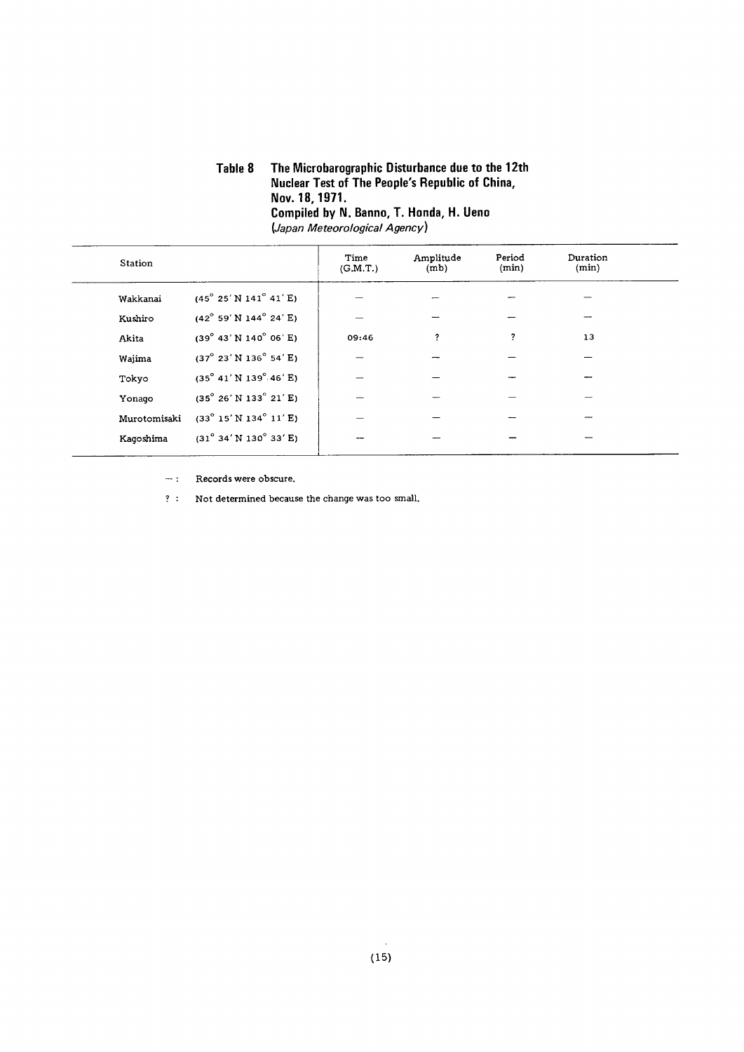**Table 8 The Microbarographic Disturbance due to the 12th Nuclear Test of The People's Republic of China, Nov. 18, 1971.**
**Compiled by N. Banno, T. Honda, H. Ueno**
*(Japan Meteorological Agency)*

| Station | | Time (G.M.T.) | Amplitude (mb) | Period (min) | Duration (min) |
|---|---|---|---|---|---|
| Wakkanai | (45° 25′ N 141° 41′ E) | — | — | — | — |
| Kushiro | (42° 59′ N 144° 24′ E) | — | — | — | — |
| Akita | (39° 43′ N 140° 06′ E) | 09:46 | ? | ? | 13 |
| Wajima | (37° 23′ N 136° 54′ E) | — | — | — | — |
| Tokyo | (35° 41′ N 139° 46′ E) | — | — | — | — |
| Yonago | (35° 26′ N 133° 21′ E) | — | — | — | — |
| Murotomisaki | (33° 15′ N 134° 11′ E) | — | — | — | — |
| Kagoshima | (31° 34′ N 130° 33′ E) | — | — | — | — |

— : Records were obscure.

? : Not determined because the change was too small.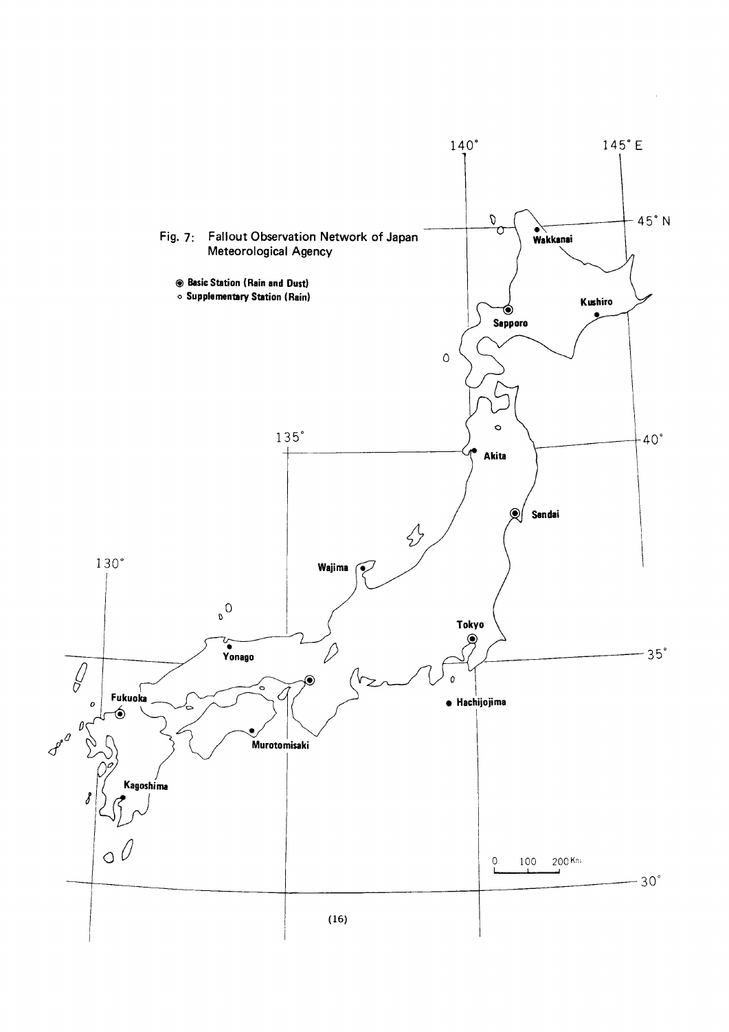Fig. 7: Fallout Observation Network of Japan Meteorological Agency

◉ Basic Station (Rain and Dust)
○ Supplementary Station (Rain)

Wakkanai
Sapporo
Kushiro
Akita
Sendai
Wajima
Tokyo
Yonago
Hachijojima
Fukuoka
Murotomisaki
Kagoshima

140°
145° E
45° N
135°
40°
130°
35°
30°

0 100 200 Km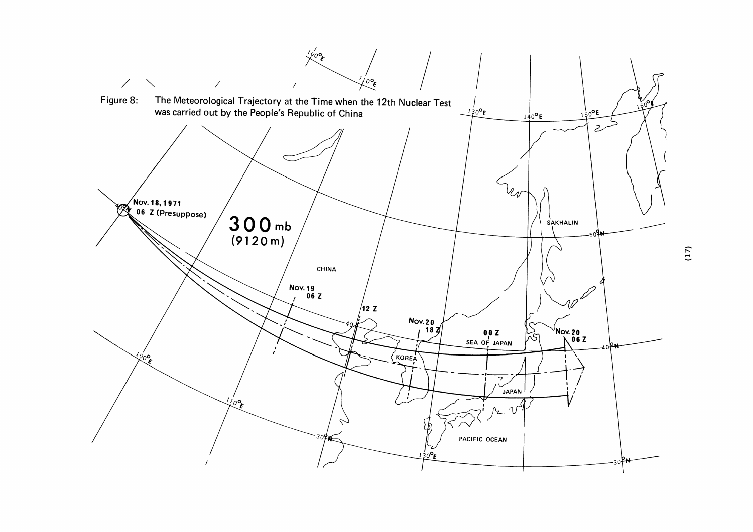Figure 8: The Meteorological Trajectory at the Time when the 12th Nuclear Test was carried out by the People's Republic of China

300 mb
(9120 m)

Nov. 18, 1971
06 Z (Presuppose)

Nov. 19
06 Z

12 Z

Nov. 20
18 Z

00 Z

Nov. 20
06 Z

CHINA

KOREA

SEA OF JAPAN

JAPAN

SAKHALIN

PACIFIC OCEAN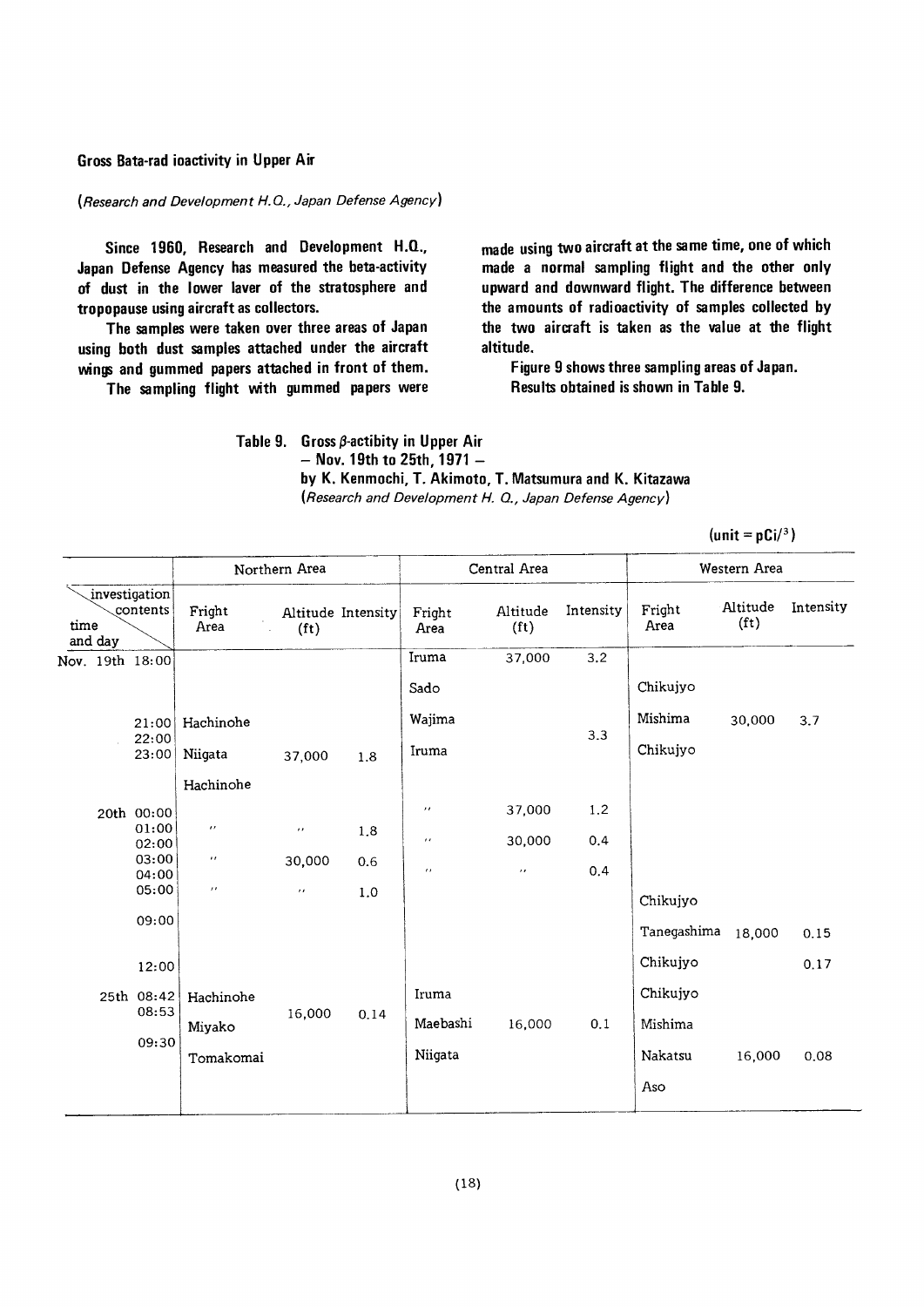## Gross Bata-rad ioactivity in Upper Air

*(Research and Development H.Q., Japan Defense Agency)*

Since 1960, Research and Development H.Q., Japan Defense Agency has measured the beta-activity of dust in the lower laver of the stratosphere and tropopause using aircraft as collectors.

The samples were taken over three areas of Japan using both dust samples attached under the aircraft wings and gummed papers attached in front of them.

The sampling flight with gummed papers were made using two aircraft at the same time, one of which made a normal sampling flight and the other only upward and downward flight. The difference between the amounts of radioactivity of samples collected by the two aircraft is taken as the value at the flight altitude.

Figure 9 shows three sampling areas of Japan. Results obtained is shown in Table 9.

Table 9. Gross $\beta$-actibity in Upper Air
– Nov. 19th to 25th, 1971 –
by K. Kenmochi, T. Akimoto, T. Matsumura and K. Kitazawa
*(Research and Development H. Q., Japan Defense Agency)*

(unit = pCi/$^3$)

| | Northern Area | | | Central Area | | | Western Area | | |
|---|---|---|---|---|---|---|---|---|---|
| investigation contents / time and day | Fright Area | Altitude (ft) | Intensity | Fright Area | Altitude (ft) | Intensity | Fright Area | Altitude (ft) | Intensity |
| Nov. 19th 18:00 | | | | Iruma | 37,000 | 3.2 | | | |
| | | | | Sado | | | Chikujyo | | |
| 21:00 | Hachinohe | | | Wajima | | | Mishima | 30,000 | 3.7 |
| 22:00 | | | | | | 3.3 | | | |
| 23:00 | Niigata | 37,000 | 1.8 | Iruma | | | Chikujyo | | |
| | Hachinohe | | | | | | | | |
| 20th 00:00 | | | | 〃 | 37,000 | 1.2 | | | |
| 01:00 | 〃 | 〃 | 1.8 | | | | | | |
| 02:00 | | | | 〃 | 30,000 | 0.4 | | | |
| 03:00 | 〃 | 30,000 | 0.6 | | | | | | |
| 04:00 | | | | 〃 | 〃 | 0.4 | | | |
| 05:00 | 〃 | 〃 | 1.0 | | | | Chikujyo | | |
| 09:00 | | | | | | | Tanegashima | 18,000 | 0.15 |
| 12:00 | | | | | | | Chikujyo | | 0.17 |
| 25th 08:42 | Hachinohe | | | Iruma | | | Chikujyo | | |
| 08:53 | Miyako | 16,000 | 0.14 | Maebashi | 16,000 | 0.1 | Mishima | | |
| 09:30 | Tomakomai | | | Niigata | | | Nakatsu | 16,000 | 0.08 |
| | | | | | | | Aso | | |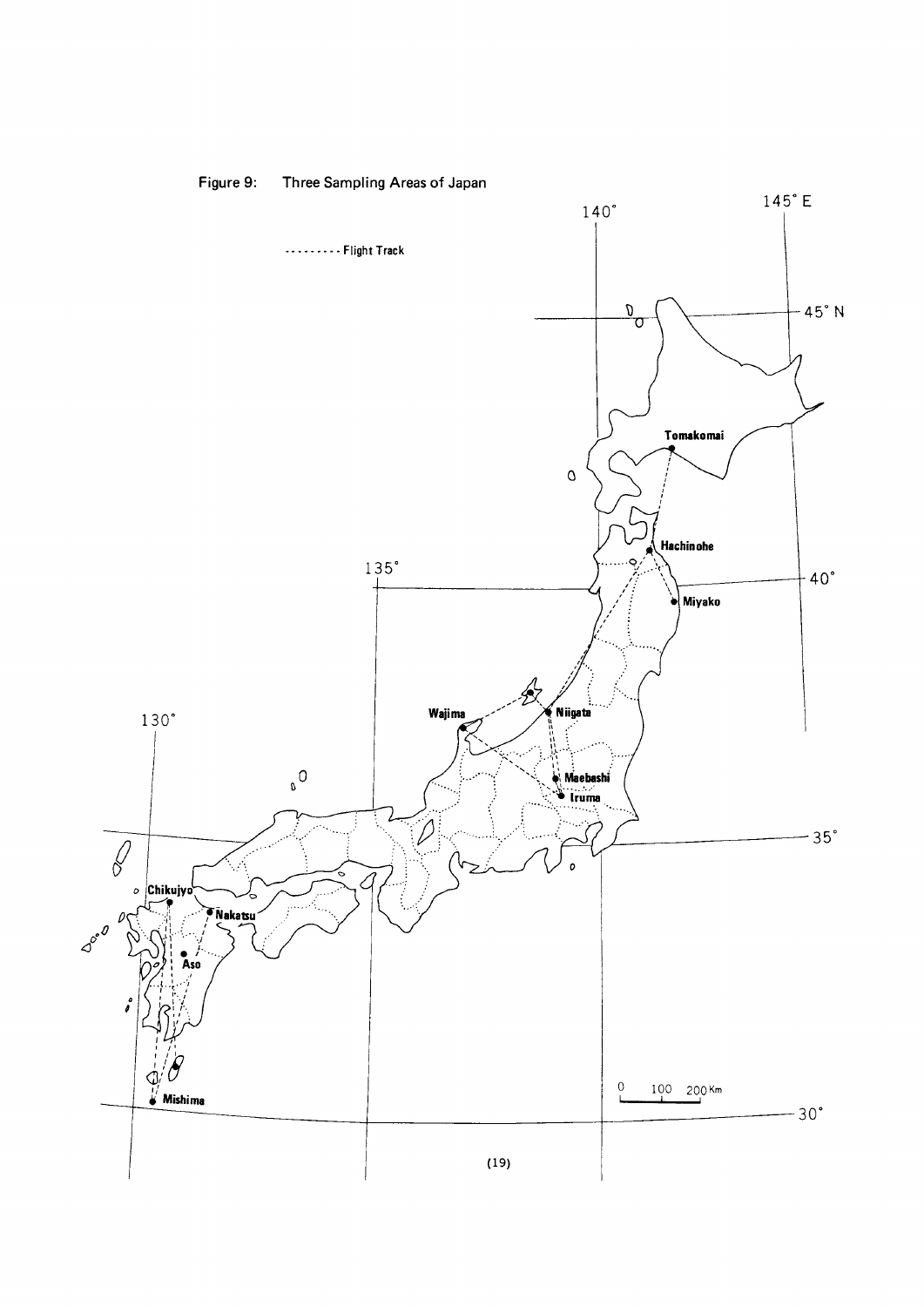Figure 9: Three Sampling Areas of Japan

-------- Flight Track

140°

145° E

45° N

40°

35°

30°

135°

130°

Tomakomai

Hachinohe

Miyako

Wajima

Niigata

Maebashi

Iruma

Chikujyo

Nakatsu

Aso

Mishima

0 100 200 Km